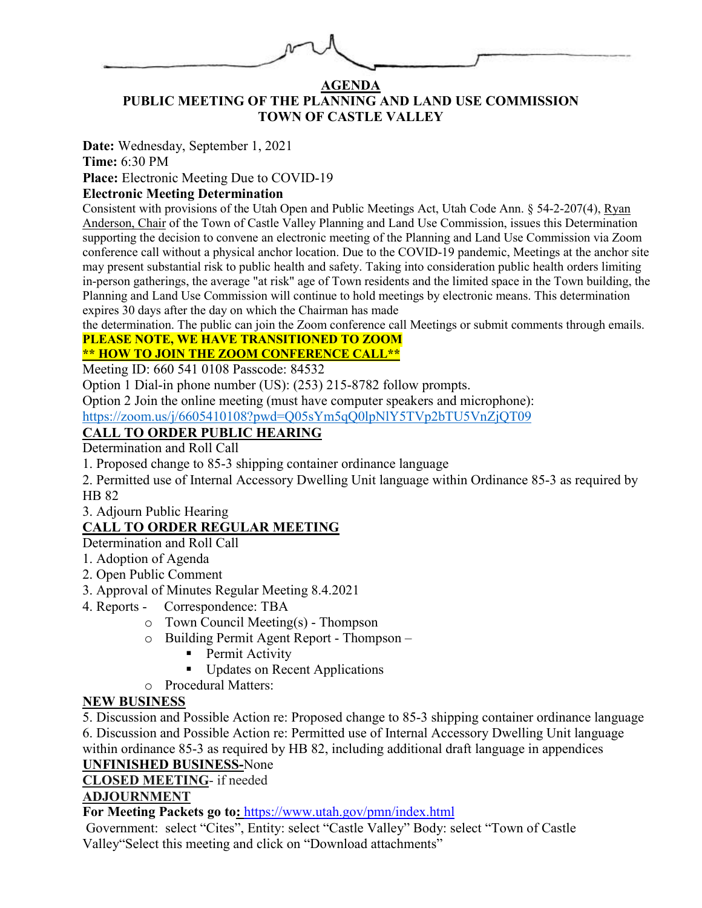# AGENDA

## PUBLIC MEETING OF THE PLANNING AND LAND USE COMMISSION
## TOWN OF CASTLE VALLEY

**Date:** Wednesday, September 1, 2021
**Time:** 6:30 PM
**Place:** Electronic Meeting Due to COVID-19

**Electronic Meeting Determination**

Consistent with provisions of the Utah Open and Public Meetings Act, Utah Code Ann. § 54-2-207(4), Ryan Anderson, Chair of the Town of Castle Valley Planning and Land Use Commission, issues this Determination supporting the decision to convene an electronic meeting of the Planning and Land Use Commission via Zoom conference call without a physical anchor location. Due to the COVID-19 pandemic, Meetings at the anchor site may present substantial risk to public health and safety. Taking into consideration public health orders limiting in-person gatherings, the average "at risk" age of Town residents and the limited space in the Town building, the Planning and Land Use Commission will continue to hold meetings by electronic means. This determination expires 30 days after the day on which the Chairman has made the determination. The public can join the Zoom conference call Meetings or submit comments through emails.

**PLEASE NOTE, WE HAVE TRANSITIONED TO ZOOM**
**\*\* HOW TO JOIN THE ZOOM CONFERENCE CALL\*\***

Meeting ID: 660 541 0108 Passcode: 84532
Option 1 Dial-in phone number (US): (253) 215-8782 follow prompts.
Option 2 Join the online meeting (must have computer speakers and microphone):
https://zoom.us/j/6605410108?pwd=Q05sYm5qQ0lpNlY5TVp2bTU5VnZjQT09

**CALL TO ORDER PUBLIC HEARING**

Determination and Roll Call

1. Proposed change to 85-3 shipping container ordinance language
2. Permitted use of Internal Accessory Dwelling Unit language within Ordinance 85-3 as required by HB 82
3. Adjourn Public Hearing

**CALL TO ORDER REGULAR MEETING**

Determination and Roll Call

1. Adoption of Agenda
2. Open Public Comment
3. Approval of Minutes Regular Meeting 8.4.2021
4. Reports - Correspondence: TBA
   - Town Council Meeting(s) - Thompson
   - Building Permit Agent Report - Thompson –
     - Permit Activity
     - Updates on Recent Applications
   - Procedural Matters:

**NEW BUSINESS**

5. Discussion and Possible Action re: Proposed change to 85-3 shipping container ordinance language
6. Discussion and Possible Action re: Permitted use of Internal Accessory Dwelling Unit language within ordinance 85-3 as required by HB 82, including additional draft language in appendices

**UNFINISHED BUSINESS-** None

**CLOSED MEETING**- if needed

**ADJOURNMENT**

**For Meeting Packets go to:** https://www.utah.gov/pmn/index.html
Government: select "Cites", Entity: select "Castle Valley" Body: select "Town of Castle Valley"Select this meeting and click on "Download attachments"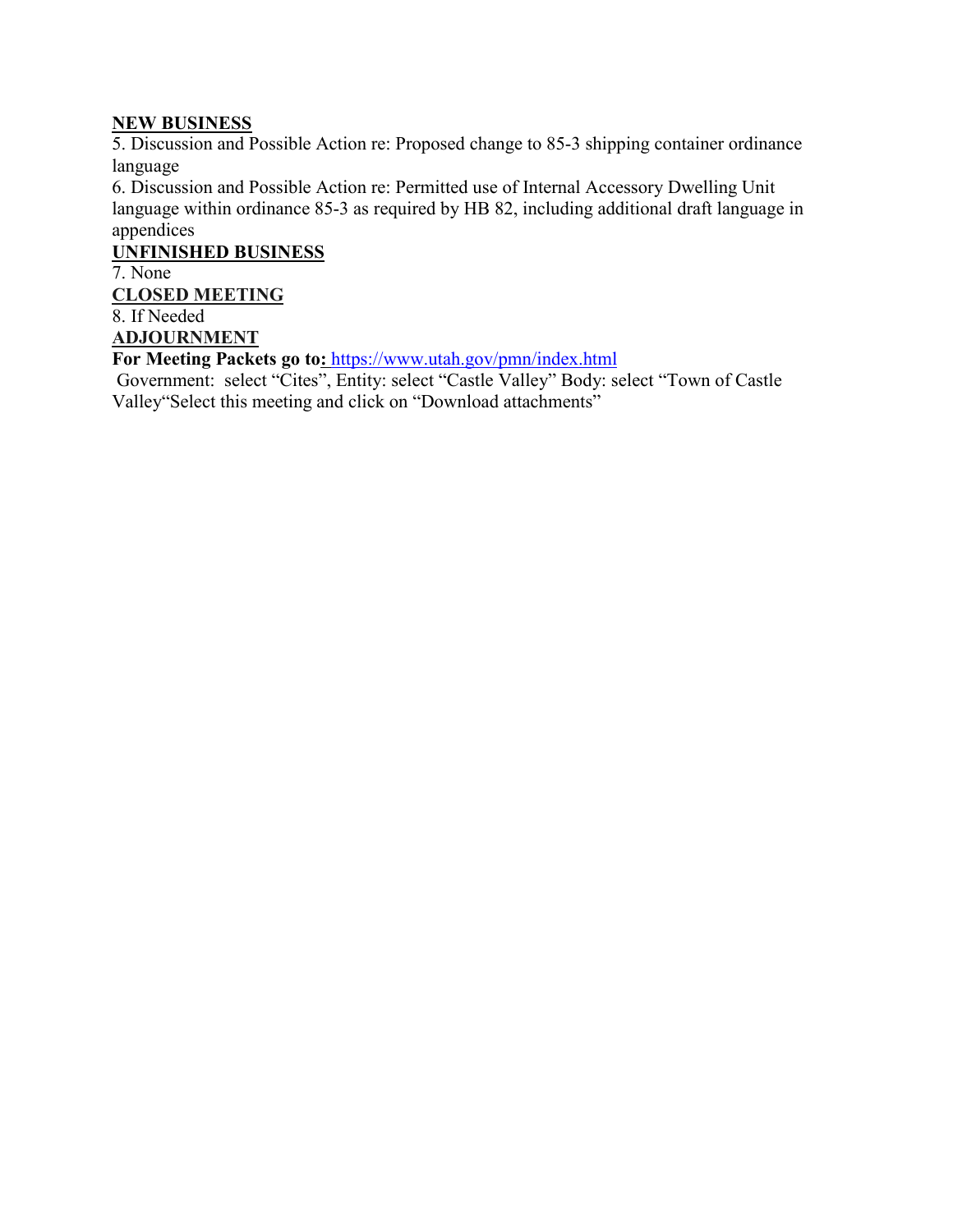**NEW BUSINESS**

5. Discussion and Possible Action re: Proposed change to 85-3 shipping container ordinance language

6. Discussion and Possible Action re: Permitted use of Internal Accessory Dwelling Unit language within ordinance 85-3 as required by HB 82, including additional draft language in appendices

**UNFINISHED BUSINESS**

7. None

**CLOSED MEETING**

8. If Needed

**ADJOURNMENT**

**For Meeting Packets go to:** https://www.utah.gov/pmn/index.html

Government: select "Cites", Entity: select "Castle Valley" Body: select "Town of Castle Valley"Select this meeting and click on "Download attachments"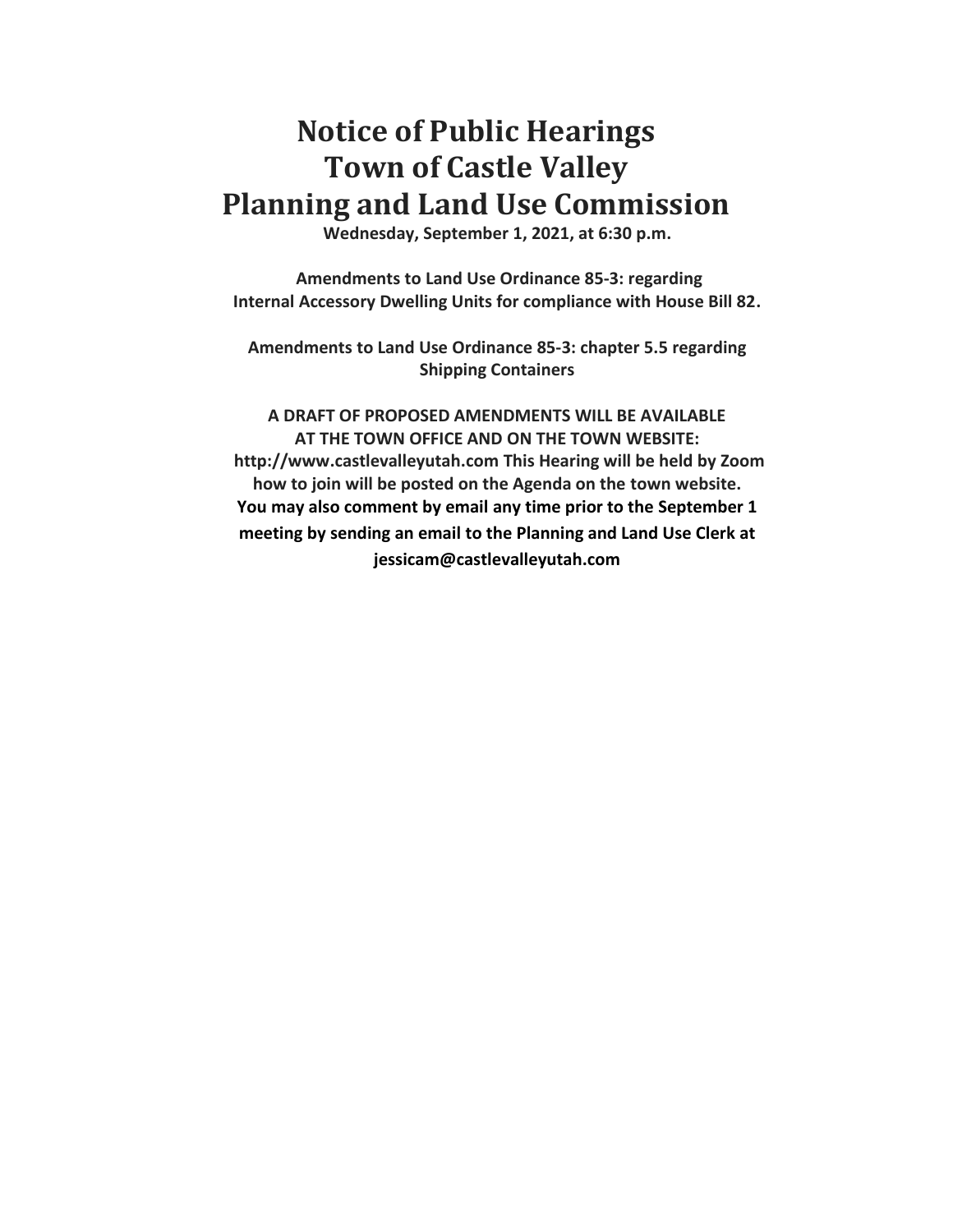# Notice of Public Hearings
# Town of Castle Valley
# Planning and Land Use Commission

**Wednesday, September 1, 2021, at 6:30 p.m.**

**Amendments to Land Use Ordinance 85-3: regarding Internal Accessory Dwelling Units for compliance with House Bill 82.**

**Amendments to Land Use Ordinance 85-3: chapter 5.5 regarding Shipping Containers**

**A DRAFT OF PROPOSED AMENDMENTS WILL BE AVAILABLE AT THE TOWN OFFICE AND ON THE TOWN WEBSITE: http://www.castlevalleyutah.com This Hearing will be held by Zoom how to join will be posted on the Agenda on the town website. You may also comment by email any time prior to the September 1 meeting by sending an email to the Planning and Land Use Clerk at jessicam@castlevalleyutah.com**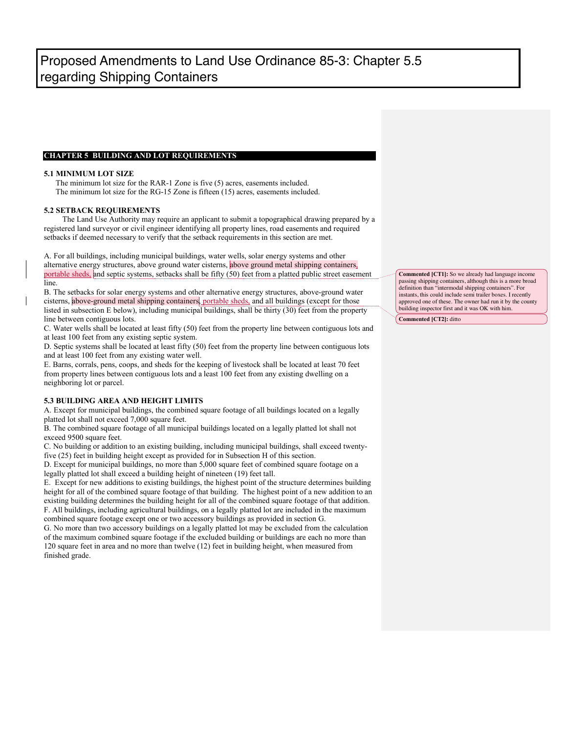# Proposed Amendments to Land Use Ordinance 85-3: Chapter 5.5 regarding Shipping Containers

## CHAPTER 5 BUILDING AND LOT REQUIREMENTS

### 5.1 MINIMUM LOT SIZE

The minimum lot size for the RAR-1 Zone is five (5) acres, easements included.
The minimum lot size for the RG-15 Zone is fifteen (15) acres, easements included.

### 5.2 SETBACK REQUIREMENTS

The Land Use Authority may require an applicant to submit a topographical drawing prepared by a registered land surveyor or civil engineer identifying all property lines, road easements and required setbacks if deemed necessary to verify that the setback requirements in this section are met.

A. For all buildings, including municipal buildings, water wells, solar energy systems and other alternative energy structures, above ground water cisterns, above ground metal shipping containers, portable sheds, and septic systems, setbacks shall be fifty (50) feet from a platted public street easement line.

B. The setbacks for solar energy systems and other alternative energy structures, above-ground water cisterns, above-ground metal shipping containers, portable sheds, and all buildings (except for those listed in subsection E below), including municipal buildings, shall be thirty (30) feet from the property line between contiguous lots.

C. Water wells shall be located at least fifty (50) feet from the property line between contiguous lots and at least 100 feet from any existing septic system.

D. Septic systems shall be located at least fifty (50) feet from the property line between contiguous lots and at least 100 feet from any existing water well.

E. Barns, corrals, pens, coops, and sheds for the keeping of livestock shall be located at least 70 feet from property lines between contiguous lots and a least 100 feet from any existing dwelling on a neighboring lot or parcel.

### 5.3 BUILDING AREA AND HEIGHT LIMITS

A. Except for municipal buildings, the combined square footage of all buildings located on a legally platted lot shall not exceed 7,000 square feet.

B. The combined square footage of all municipal buildings located on a legally platted lot shall not exceed 9500 square feet.

C. No building or addition to an existing building, including municipal buildings, shall exceed twenty-five (25) feet in building height except as provided for in Subsection H of this section.

D. Except for municipal buildings, no more than 5,000 square feet of combined square footage on a legally platted lot shall exceed a building height of nineteen (19) feet tall.

E. Except for new additions to existing buildings, the highest point of the structure determines building height for all of the combined square footage of that building. The highest point of a new addition to an existing building determines the building height for all of the combined square footage of that addition.

F. All buildings, including agricultural buildings, on a legally platted lot are included in the maximum combined square footage except one or two accessory buildings as provided in section G.

G. No more than two accessory buildings on a legally platted lot may be excluded from the calculation of the maximum combined square footage if the excluded building or buildings are each no more than 120 square feet in area and no more than twelve (12) feet in building height, when measured from finished grade.

**Commented [CT1]:** So we already had language income passing shipping containers, although this is a more broad definition than "intermodal shipping containers". For instants, this could include semi trailer boxes. I recently approved one of these. The owner had run it by the county building inspector first and it was OK with him.

**Commented [CT2]:** ditto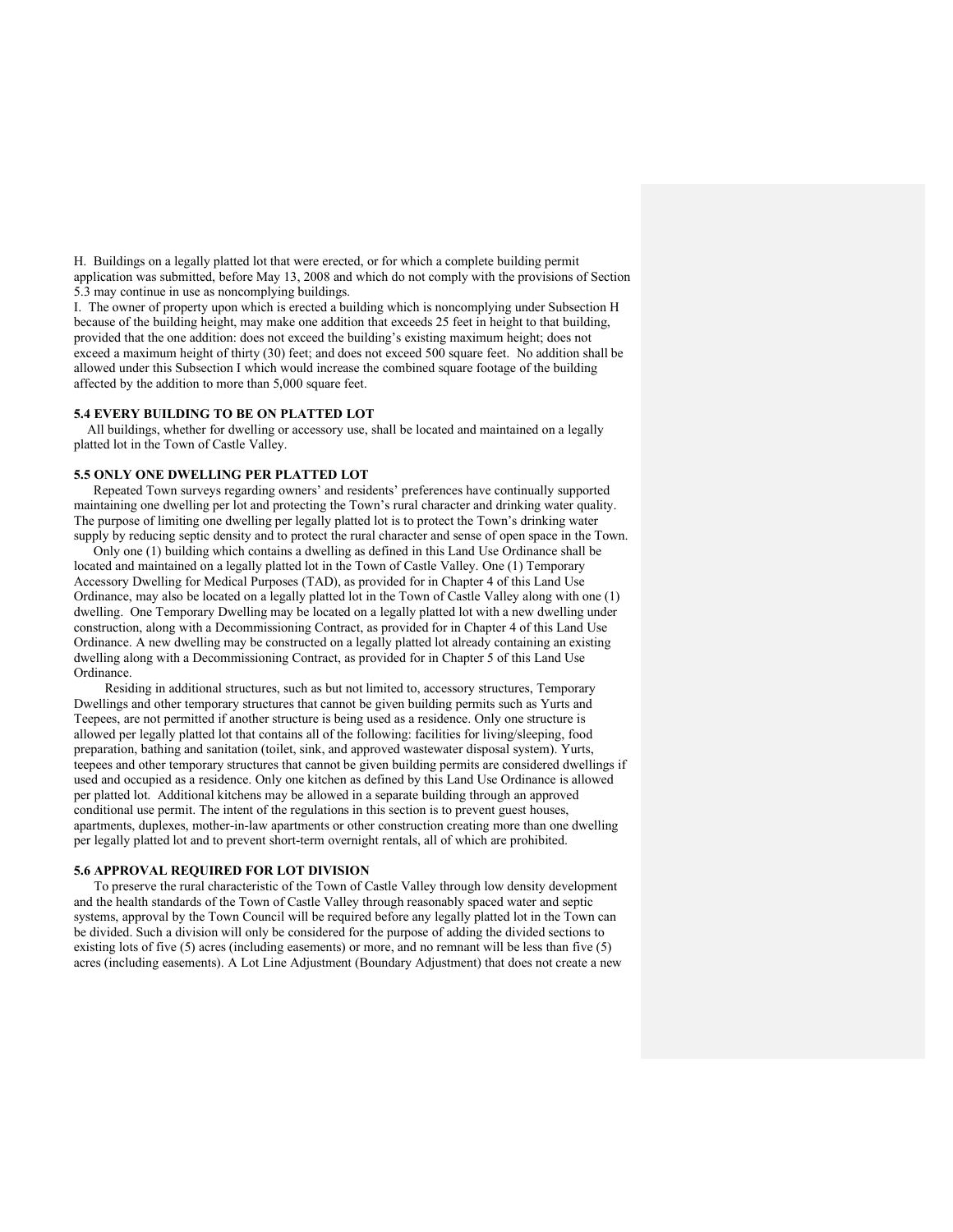H. Buildings on a legally platted lot that were erected, or for which a complete building permit application was submitted, before May 13, 2008 and which do not comply with the provisions of Section 5.3 may continue in use as noncomplying buildings.

I. The owner of property upon which is erected a building which is noncomplying under Subsection H because of the building height, may make one addition that exceeds 25 feet in height to that building, provided that the one addition: does not exceed the building's existing maximum height; does not exceed a maximum height of thirty (30) feet; and does not exceed 500 square feet. No addition shall be allowed under this Subsection I which would increase the combined square footage of the building affected by the addition to more than 5,000 square feet.

### 5.4 EVERY BUILDING TO BE ON PLATTED LOT

All buildings, whether for dwelling or accessory use, shall be located and maintained on a legally platted lot in the Town of Castle Valley.

### 5.5 ONLY ONE DWELLING PER PLATTED LOT

Repeated Town surveys regarding owners' and residents' preferences have continually supported maintaining one dwelling per lot and protecting the Town's rural character and drinking water quality. The purpose of limiting one dwelling per legally platted lot is to protect the Town's drinking water supply by reducing septic density and to protect the rural character and sense of open space in the Town.

Only one (1) building which contains a dwelling as defined in this Land Use Ordinance shall be located and maintained on a legally platted lot in the Town of Castle Valley. One (1) Temporary Accessory Dwelling for Medical Purposes (TAD), as provided for in Chapter 4 of this Land Use Ordinance, may also be located on a legally platted lot in the Town of Castle Valley along with one (1) dwelling. One Temporary Dwelling may be located on a legally platted lot with a new dwelling under construction, along with a Decommissioning Contract, as provided for in Chapter 4 of this Land Use Ordinance. A new dwelling may be constructed on a legally platted lot already containing an existing dwelling along with a Decommissioning Contract, as provided for in Chapter 5 of this Land Use Ordinance.

Residing in additional structures, such as but not limited to, accessory structures, Temporary Dwellings and other temporary structures that cannot be given building permits such as Yurts and Teepees, are not permitted if another structure is being used as a residence. Only one structure is allowed per legally platted lot that contains all of the following: facilities for living/sleeping, food preparation, bathing and sanitation (toilet, sink, and approved wastewater disposal system). Yurts, teepees and other temporary structures that cannot be given building permits are considered dwellings if used and occupied as a residence. Only one kitchen as defined by this Land Use Ordinance is allowed per platted lot. Additional kitchens may be allowed in a separate building through an approved conditional use permit. The intent of the regulations in this section is to prevent guest houses, apartments, duplexes, mother-in-law apartments or other construction creating more than one dwelling per legally platted lot and to prevent short-term overnight rentals, all of which are prohibited.

### 5.6 APPROVAL REQUIRED FOR LOT DIVISION

To preserve the rural characteristic of the Town of Castle Valley through low density development and the health standards of the Town of Castle Valley through reasonably spaced water and septic systems, approval by the Town Council will be required before any legally platted lot in the Town can be divided. Such a division will only be considered for the purpose of adding the divided sections to existing lots of five (5) acres (including easements) or more, and no remnant will be less than five (5) acres (including easements). A Lot Line Adjustment (Boundary Adjustment) that does not create a new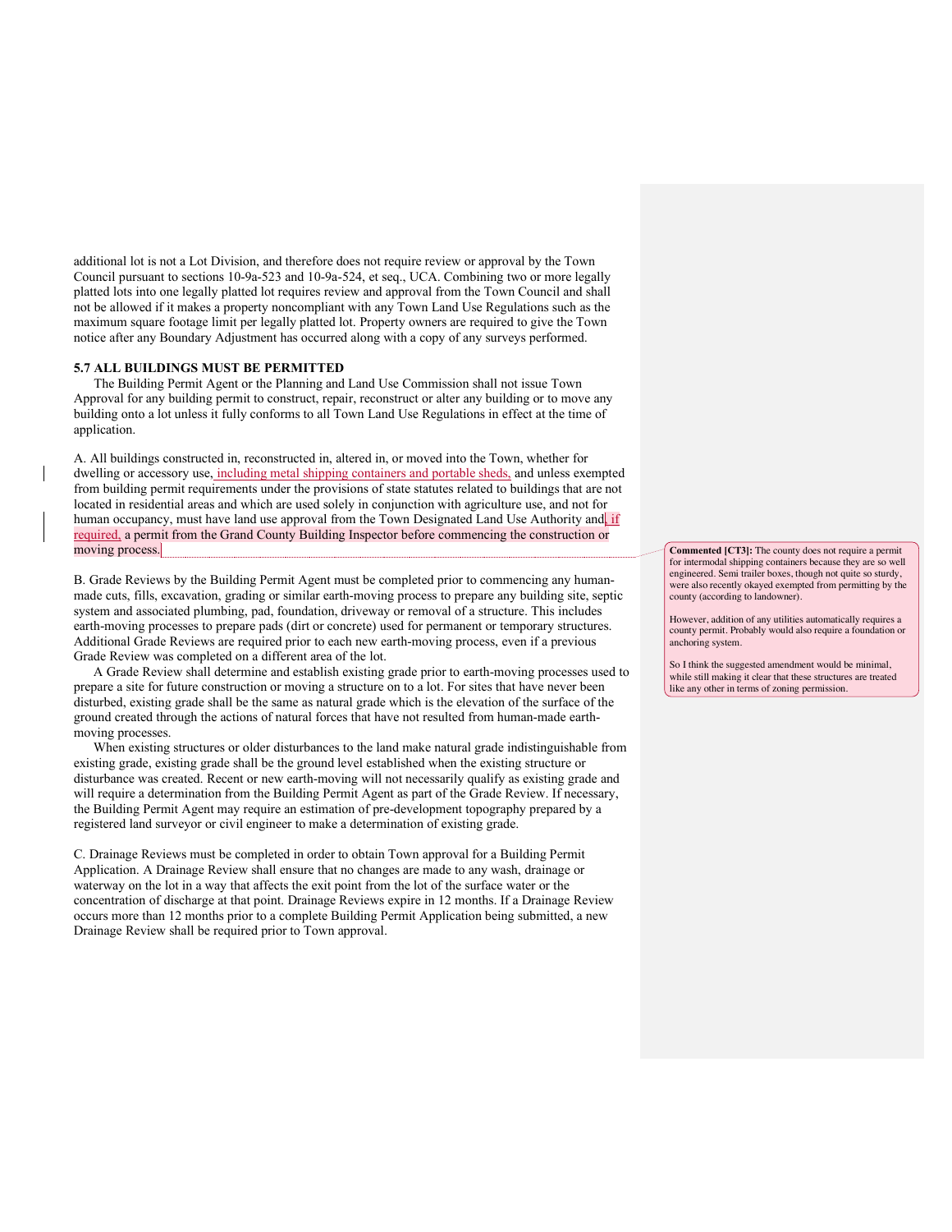additional lot is not a Lot Division, and therefore does not require review or approval by the Town Council pursuant to sections 10-9a-523 and 10-9a-524, et seq., UCA. Combining two or more legally platted lots into one legally platted lot requires review and approval from the Town Council and shall not be allowed if it makes a property noncompliant with any Town Land Use Regulations such as the maximum square footage limit per legally platted lot. Property owners are required to give the Town notice after any Boundary Adjustment has occurred along with a copy of any surveys performed.

### 5.7 ALL BUILDINGS MUST BE PERMITTED

The Building Permit Agent or the Planning and Land Use Commission shall not issue Town Approval for any building permit to construct, repair, reconstruct or alter any building or to move any building onto a lot unless it fully conforms to all Town Land Use Regulations in effect at the time of application.

A. All buildings constructed in, reconstructed in, altered in, or moved into the Town, whether for dwelling or accessory use, including metal shipping containers and portable sheds, and unless exempted from building permit requirements under the provisions of state statutes related to buildings that are not located in residential areas and which are used solely in conjunction with agriculture use, and not for human occupancy, must have land use approval from the Town Designated Land Use Authority and, if required, a permit from the Grand County Building Inspector before commencing the construction or moving process.

> **Commented [CT3]:** The county does not require a permit for intermodal shipping containers because they are so well engineered. Semi trailer boxes, though not quite so sturdy, were also recently okayed exempted from permitting by the county (according to landowner).
>
> However, addition of any utilities automatically requires a county permit. Probably would also require a foundation or anchoring system.
>
> So I think the suggested amendment would be minimal, while still making it clear that these structures are treated like any other in terms of zoning permission.

B. Grade Reviews by the Building Permit Agent must be completed prior to commencing any human-made cuts, fills, excavation, grading or similar earth-moving process to prepare any building site, septic system and associated plumbing, pad, foundation, driveway or removal of a structure. This includes earth-moving processes to prepare pads (dirt or concrete) used for permanent or temporary structures. Additional Grade Reviews are required prior to each new earth-moving process, even if a previous Grade Review was completed on a different area of the lot.

A Grade Review shall determine and establish existing grade prior to earth-moving processes used to prepare a site for future construction or moving a structure on to a lot. For sites that have never been disturbed, existing grade shall be the same as natural grade which is the elevation of the surface of the ground created through the actions of natural forces that have not resulted from human-made earth-moving processes.

When existing structures or older disturbances to the land make natural grade indistinguishable from existing grade, existing grade shall be the ground level established when the existing structure or disturbance was created. Recent or new earth-moving will not necessarily qualify as existing grade and will require a determination from the Building Permit Agent as part of the Grade Review. If necessary, the Building Permit Agent may require an estimation of pre-development topography prepared by a registered land surveyor or civil engineer to make a determination of existing grade.

C. Drainage Reviews must be completed in order to obtain Town approval for a Building Permit Application. A Drainage Review shall ensure that no changes are made to any wash, drainage or waterway on the lot in a way that affects the exit point from the lot of the surface water or the concentration of discharge at that point. Drainage Reviews expire in 12 months. If a Drainage Review occurs more than 12 months prior to a complete Building Permit Application being submitted, a new Drainage Review shall be required prior to Town approval.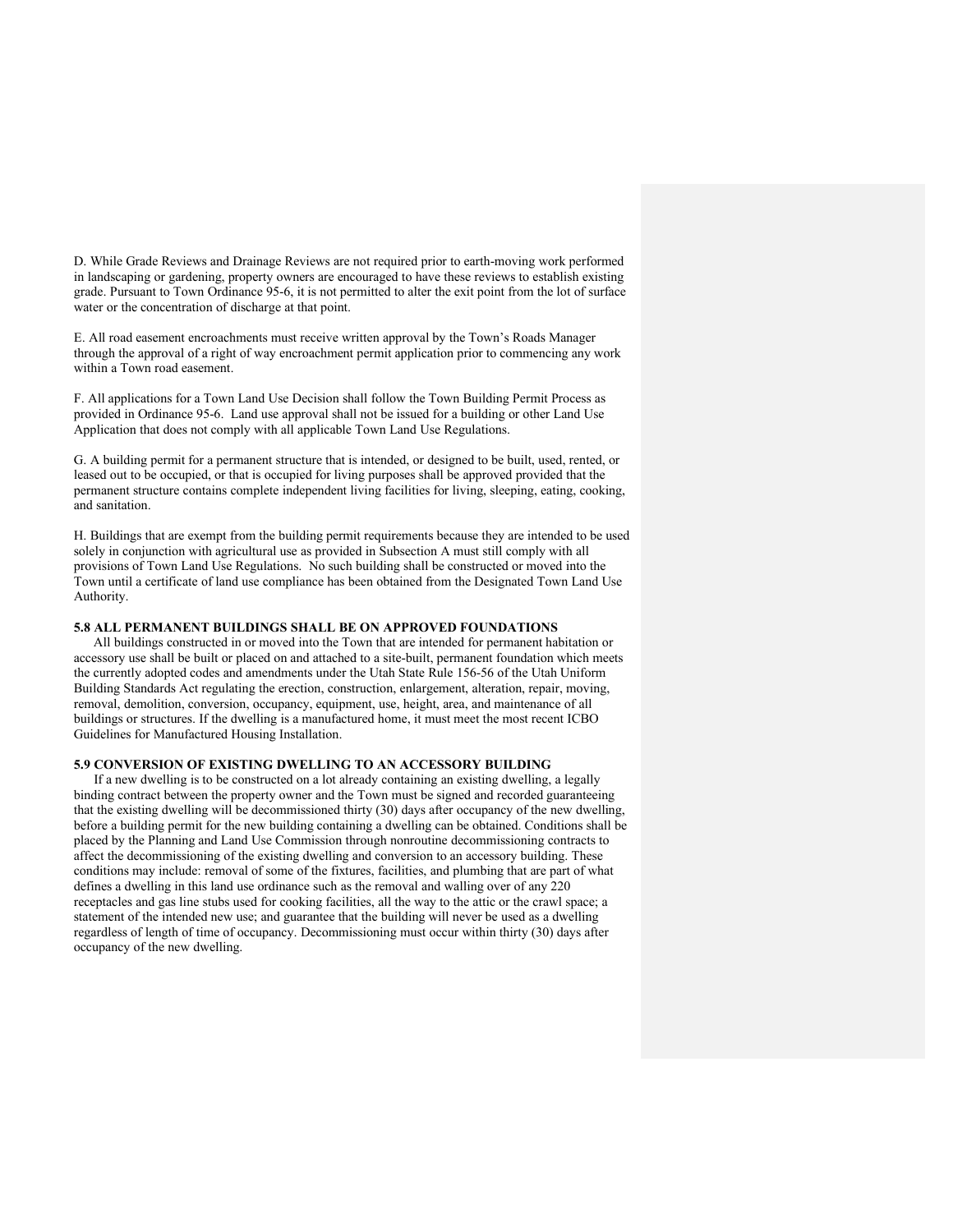D. While Grade Reviews and Drainage Reviews are not required prior to earth-moving work performed in landscaping or gardening, property owners are encouraged to have these reviews to establish existing grade. Pursuant to Town Ordinance 95-6, it is not permitted to alter the exit point from the lot of surface water or the concentration of discharge at that point.

E. All road easement encroachments must receive written approval by the Town's Roads Manager through the approval of a right of way encroachment permit application prior to commencing any work within a Town road easement.

F. All applications for a Town Land Use Decision shall follow the Town Building Permit Process as provided in Ordinance 95-6. Land use approval shall not be issued for a building or other Land Use Application that does not comply with all applicable Town Land Use Regulations.

G. A building permit for a permanent structure that is intended, or designed to be built, used, rented, or leased out to be occupied, or that is occupied for living purposes shall be approved provided that the permanent structure contains complete independent living facilities for living, sleeping, eating, cooking, and sanitation.

H. Buildings that are exempt from the building permit requirements because they are intended to be used solely in conjunction with agricultural use as provided in Subsection A must still comply with all provisions of Town Land Use Regulations. No such building shall be constructed or moved into the Town until a certificate of land use compliance has been obtained from the Designated Town Land Use Authority.

### 5.8 ALL PERMANENT BUILDINGS SHALL BE ON APPROVED FOUNDATIONS

All buildings constructed in or moved into the Town that are intended for permanent habitation or accessory use shall be built or placed on and attached to a site-built, permanent foundation which meets the currently adopted codes and amendments under the Utah State Rule 156-56 of the Utah Uniform Building Standards Act regulating the erection, construction, enlargement, alteration, repair, moving, removal, demolition, conversion, occupancy, equipment, use, height, area, and maintenance of all buildings or structures. If the dwelling is a manufactured home, it must meet the most recent ICBO Guidelines for Manufactured Housing Installation.

### 5.9 CONVERSION OF EXISTING DWELLING TO AN ACCESSORY BUILDING

If a new dwelling is to be constructed on a lot already containing an existing dwelling, a legally binding contract between the property owner and the Town must be signed and recorded guaranteeing that the existing dwelling will be decommissioned thirty (30) days after occupancy of the new dwelling, before a building permit for the new building containing a dwelling can be obtained. Conditions shall be placed by the Planning and Land Use Commission through nonroutine decommissioning contracts to affect the decommissioning of the existing dwelling and conversion to an accessory building. These conditions may include: removal of some of the fixtures, facilities, and plumbing that are part of what defines a dwelling in this land use ordinance such as the removal and walling over of any 220 receptacles and gas line stubs used for cooking facilities, all the way to the attic or the crawl space; a statement of the intended new use; and guarantee that the building will never be used as a dwelling regardless of length of time of occupancy. Decommissioning must occur within thirty (30) days after occupancy of the new dwelling.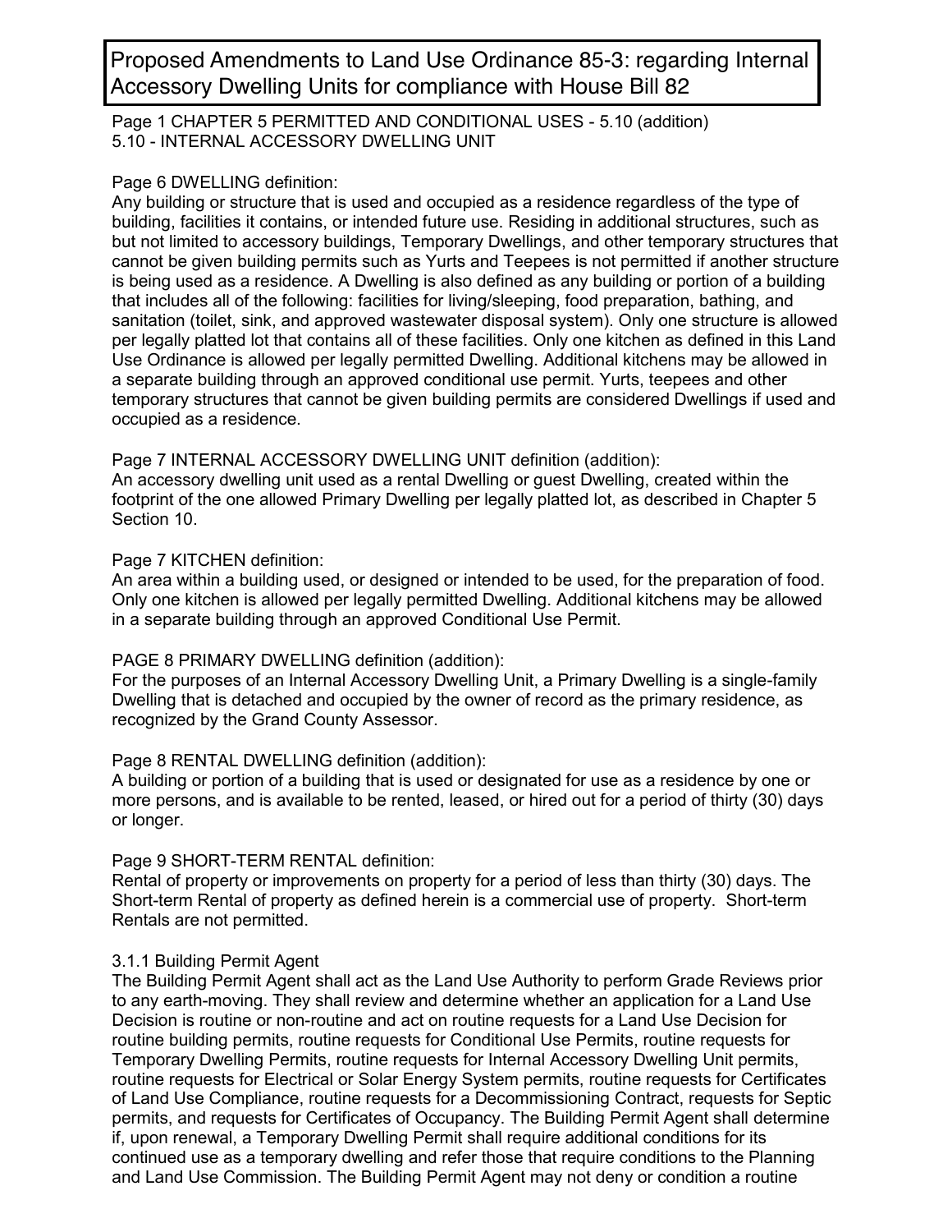# Proposed Amendments to Land Use Ordinance 85-3: regarding Internal Accessory Dwelling Units for compliance with House Bill 82

Page 1 CHAPTER 5 PERMITTED AND CONDITIONAL USES - 5.10 (addition)
5.10 - INTERNAL ACCESSORY DWELLING UNIT

Page 6 DWELLING definition:
Any building or structure that is used and occupied as a residence regardless of the type of building, facilities it contains, or intended future use. Residing in additional structures, such as but not limited to accessory buildings, Temporary Dwellings, and other temporary structures that cannot be given building permits such as Yurts and Teepees is not permitted if another structure is being used as a residence. A Dwelling is also defined as any building or portion of a building that includes all of the following: facilities for living/sleeping, food preparation, bathing, and sanitation (toilet, sink, and approved wastewater disposal system). Only one structure is allowed per legally platted lot that contains all of these facilities. Only one kitchen as defined in this Land Use Ordinance is allowed per legally permitted Dwelling. Additional kitchens may be allowed in a separate building through an approved conditional use permit. Yurts, teepees and other temporary structures that cannot be given building permits are considered Dwellings if used and occupied as a residence.

Page 7 INTERNAL ACCESSORY DWELLING UNIT definition (addition):
An accessory dwelling unit used as a rental Dwelling or guest Dwelling, created within the footprint of the one allowed Primary Dwelling per legally platted lot, as described in Chapter 5 Section 10.

Page 7 KITCHEN definition:
An area within a building used, or designed or intended to be used, for the preparation of food. Only one kitchen is allowed per legally permitted Dwelling. Additional kitchens may be allowed in a separate building through an approved Conditional Use Permit.

PAGE 8 PRIMARY DWELLING definition (addition):
For the purposes of an Internal Accessory Dwelling Unit, a Primary Dwelling is a single-family Dwelling that is detached and occupied by the owner of record as the primary residence, as recognized by the Grand County Assessor.

Page 8 RENTAL DWELLING definition (addition):
A building or portion of a building that is used or designated for use as a residence by one or more persons, and is available to be rented, leased, or hired out for a period of thirty (30) days or longer.

Page 9 SHORT-TERM RENTAL definition:
Rental of property or improvements on property for a period of less than thirty (30) days. The Short-term Rental of property as defined herein is a commercial use of property. Short-term Rentals are not permitted.

3.1.1 Building Permit Agent
The Building Permit Agent shall act as the Land Use Authority to perform Grade Reviews prior to any earth-moving. They shall review and determine whether an application for a Land Use Decision is routine or non-routine and act on routine requests for a Land Use Decision for routine building permits, routine requests for Conditional Use Permits, routine requests for Temporary Dwelling Permits, routine requests for Internal Accessory Dwelling Unit permits, routine requests for Electrical or Solar Energy System permits, routine requests for Certificates of Land Use Compliance, routine requests for a Decommissioning Contract, requests for Septic permits, and requests for Certificates of Occupancy. The Building Permit Agent shall determine if, upon renewal, a Temporary Dwelling Permit shall require additional conditions for its continued use as a temporary dwelling and refer those that require conditions to the Planning and Land Use Commission. The Building Permit Agent may not deny or condition a routine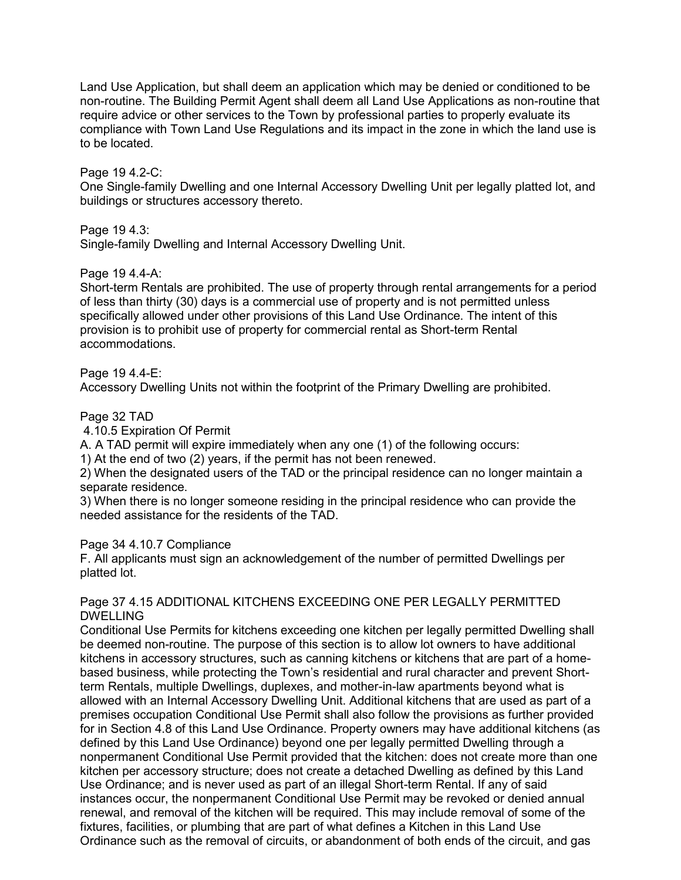Land Use Application, but shall deem an application which may be denied or conditioned to be non-routine. The Building Permit Agent shall deem all Land Use Applications as non-routine that require advice or other services to the Town by professional parties to properly evaluate its compliance with Town Land Use Regulations and its impact in the zone in which the land use is to be located.

Page 19 4.2-C:
One Single-family Dwelling and one Internal Accessory Dwelling Unit per legally platted lot, and buildings or structures accessory thereto.

Page 19 4.3:
Single-family Dwelling and Internal Accessory Dwelling Unit.

Page 19 4.4-A:
Short-term Rentals are prohibited. The use of property through rental arrangements for a period of less than thirty (30) days is a commercial use of property and is not permitted unless specifically allowed under other provisions of this Land Use Ordinance. The intent of this provision is to prohibit use of property for commercial rental as Short-term Rental accommodations.

Page 19 4.4-E:
Accessory Dwelling Units not within the footprint of the Primary Dwelling are prohibited.

Page 32 TAD
4.10.5 Expiration Of Permit
A. A TAD permit will expire immediately when any one (1) of the following occurs:
1) At the end of two (2) years, if the permit has not been renewed.
2) When the designated users of the TAD or the principal residence can no longer maintain a separate residence.
3) When there is no longer someone residing in the principal residence who can provide the needed assistance for the residents of the TAD.

Page 34 4.10.7 Compliance
F. All applicants must sign an acknowledgement of the number of permitted Dwellings per platted lot.

Page 37 4.15 ADDITIONAL KITCHENS EXCEEDING ONE PER LEGALLY PERMITTED DWELLING
Conditional Use Permits for kitchens exceeding one kitchen per legally permitted Dwelling shall be deemed non-routine. The purpose of this section is to allow lot owners to have additional kitchens in accessory structures, such as canning kitchens or kitchens that are part of a home-based business, while protecting the Town's residential and rural character and prevent Short-term Rentals, multiple Dwellings, duplexes, and mother-in-law apartments beyond what is allowed with an Internal Accessory Dwelling Unit. Additional kitchens that are used as part of a premises occupation Conditional Use Permit shall also follow the provisions as further provided for in Section 4.8 of this Land Use Ordinance. Property owners may have additional kitchens (as defined by this Land Use Ordinance) beyond one per legally permitted Dwelling through a nonpermanent Conditional Use Permit provided that the kitchen: does not create more than one kitchen per accessory structure; does not create a detached Dwelling as defined by this Land Use Ordinance; and is never used as part of an illegal Short-term Rental. If any of said instances occur, the nonpermanent Conditional Use Permit may be revoked or denied annual renewal, and removal of the kitchen will be required. This may include removal of some of the fixtures, facilities, or plumbing that are part of what defines a Kitchen in this Land Use Ordinance such as the removal of circuits, or abandonment of both ends of the circuit, and gas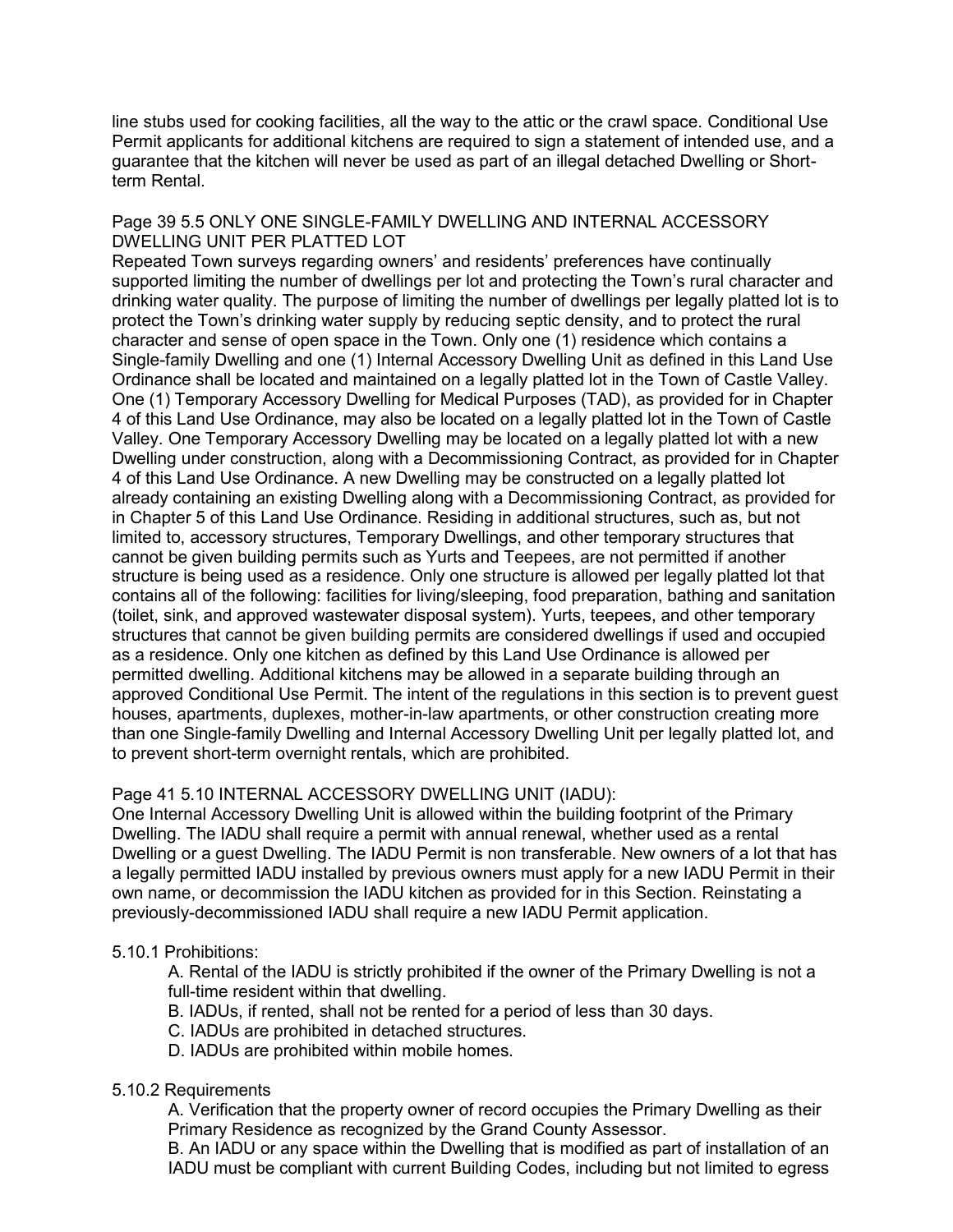line stubs used for cooking facilities, all the way to the attic or the crawl space. Conditional Use Permit applicants for additional kitchens are required to sign a statement of intended use, and a guarantee that the kitchen will never be used as part of an illegal detached Dwelling or Short-term Rental.

Page 39 5.5 ONLY ONE SINGLE-FAMILY DWELLING AND INTERNAL ACCESSORY DWELLING UNIT PER PLATTED LOT

Repeated Town surveys regarding owners' and residents' preferences have continually supported limiting the number of dwellings per lot and protecting the Town's rural character and drinking water quality. The purpose of limiting the number of dwellings per legally platted lot is to protect the Town's drinking water supply by reducing septic density, and to protect the rural character and sense of open space in the Town. Only one (1) residence which contains a Single-family Dwelling and one (1) Internal Accessory Dwelling Unit as defined in this Land Use Ordinance shall be located and maintained on a legally platted lot in the Town of Castle Valley. One (1) Temporary Accessory Dwelling for Medical Purposes (TAD), as provided for in Chapter 4 of this Land Use Ordinance, may also be located on a legally platted lot in the Town of Castle Valley. One Temporary Accessory Dwelling may be located on a legally platted lot with a new Dwelling under construction, along with a Decommissioning Contract, as provided for in Chapter 4 of this Land Use Ordinance. A new Dwelling may be constructed on a legally platted lot already containing an existing Dwelling along with a Decommissioning Contract, as provided for in Chapter 5 of this Land Use Ordinance. Residing in additional structures, such as, but not limited to, accessory structures, Temporary Dwellings, and other temporary structures that cannot be given building permits such as Yurts and Teepees, are not permitted if another structure is being used as a residence. Only one structure is allowed per legally platted lot that contains all of the following: facilities for living/sleeping, food preparation, bathing and sanitation (toilet, sink, and approved wastewater disposal system). Yurts, teepees, and other temporary structures that cannot be given building permits are considered dwellings if used and occupied as a residence. Only one kitchen as defined by this Land Use Ordinance is allowed per permitted dwelling. Additional kitchens may be allowed in a separate building through an approved Conditional Use Permit. The intent of the regulations in this section is to prevent guest houses, apartments, duplexes, mother-in-law apartments, or other construction creating more than one Single-family Dwelling and Internal Accessory Dwelling Unit per legally platted lot, and to prevent short-term overnight rentals, which are prohibited.

Page 41 5.10 INTERNAL ACCESSORY DWELLING UNIT (IADU):

One Internal Accessory Dwelling Unit is allowed within the building footprint of the Primary Dwelling. The IADU shall require a permit with annual renewal, whether used as a rental Dwelling or a guest Dwelling. The IADU Permit is non transferable. New owners of a lot that has a legally permitted IADU installed by previous owners must apply for a new IADU Permit in their own name, or decommission the IADU kitchen as provided for in this Section. Reinstating a previously-decommissioned IADU shall require a new IADU Permit application.

5.10.1 Prohibitions:

A. Rental of the IADU is strictly prohibited if the owner of the Primary Dwelling is not a full-time resident within that dwelling.

B. IADUs, if rented, shall not be rented for a period of less than 30 days.

C. IADUs are prohibited in detached structures.

D. IADUs are prohibited within mobile homes.

5.10.2 Requirements

A. Verification that the property owner of record occupies the Primary Dwelling as their Primary Residence as recognized by the Grand County Assessor.

B. An IADU or any space within the Dwelling that is modified as part of installation of an IADU must be compliant with current Building Codes, including but not limited to egress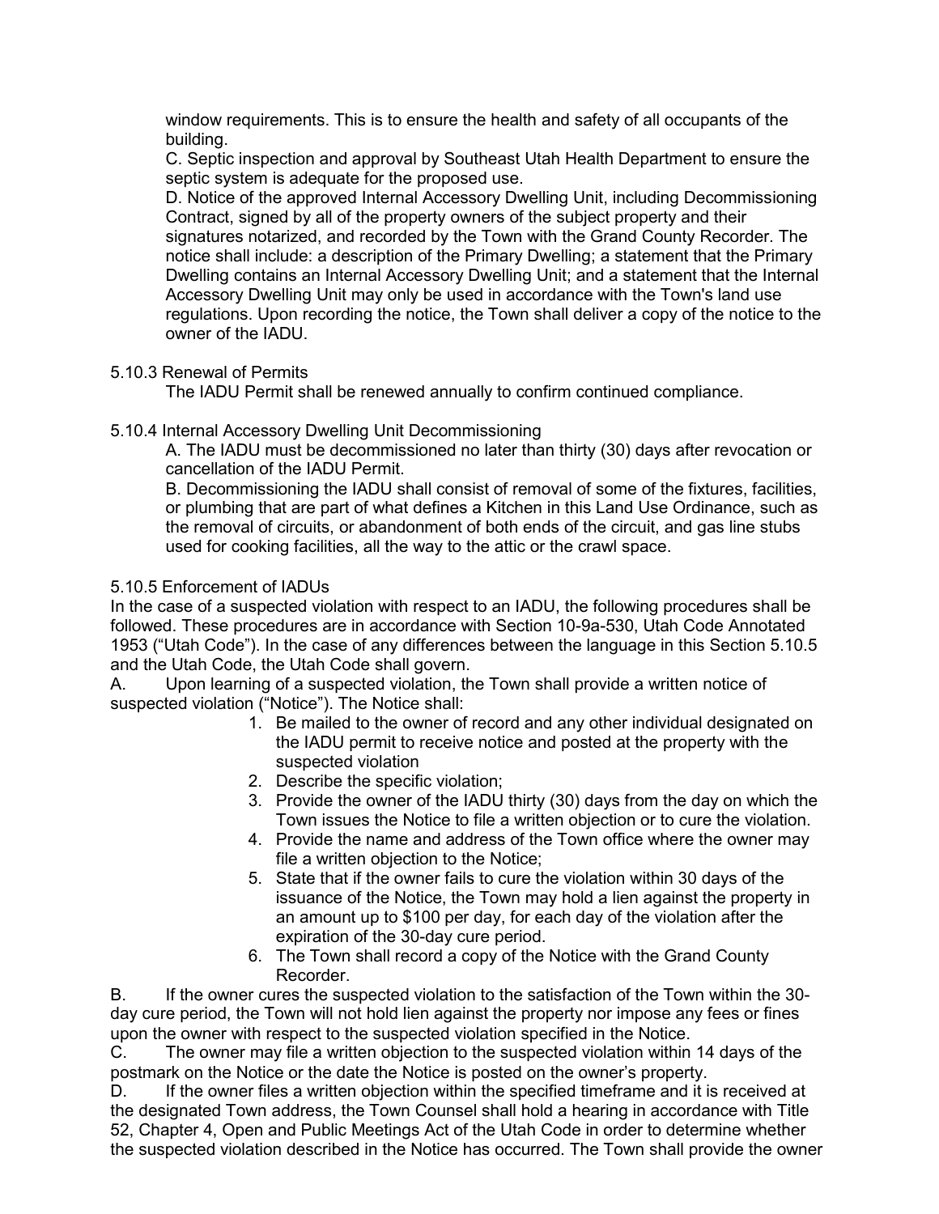window requirements. This is to ensure the health and safety of all occupants of the building.

C. Septic inspection and approval by Southeast Utah Health Department to ensure the septic system is adequate for the proposed use.

D. Notice of the approved Internal Accessory Dwelling Unit, including Decommissioning Contract, signed by all of the property owners of the subject property and their signatures notarized, and recorded by the Town with the Grand County Recorder. The notice shall include: a description of the Primary Dwelling; a statement that the Primary Dwelling contains an Internal Accessory Dwelling Unit; and a statement that the Internal Accessory Dwelling Unit may only be used in accordance with the Town's land use regulations. Upon recording the notice, the Town shall deliver a copy of the notice to the owner of the IADU.

5.10.3 Renewal of Permits

The IADU Permit shall be renewed annually to confirm continued compliance.

5.10.4 Internal Accessory Dwelling Unit Decommissioning

A. The IADU must be decommissioned no later than thirty (30) days after revocation or cancellation of the IADU Permit.

B. Decommissioning the IADU shall consist of removal of some of the fixtures, facilities, or plumbing that are part of what defines a Kitchen in this Land Use Ordinance, such as the removal of circuits, or abandonment of both ends of the circuit, and gas line stubs used for cooking facilities, all the way to the attic or the crawl space.

5.10.5 Enforcement of IADUs

In the case of a suspected violation with respect to an IADU, the following procedures shall be followed. These procedures are in accordance with Section 10-9a-530, Utah Code Annotated 1953 ("Utah Code"). In the case of any differences between the language in this Section 5.10.5 and the Utah Code, the Utah Code shall govern.

A. Upon learning of a suspected violation, the Town shall provide a written notice of suspected violation ("Notice"). The Notice shall:

1. Be mailed to the owner of record and any other individual designated on the IADU permit to receive notice and posted at the property with the suspected violation
2. Describe the specific violation;
3. Provide the owner of the IADU thirty (30) days from the day on which the Town issues the Notice to file a written objection or to cure the violation.
4. Provide the name and address of the Town office where the owner may file a written objection to the Notice;
5. State that if the owner fails to cure the violation within 30 days of the issuance of the Notice, the Town may hold a lien against the property in an amount up to $100 per day, for each day of the violation after the expiration of the 30-day cure period.
6. The Town shall record a copy of the Notice with the Grand County Recorder.

B. If the owner cures the suspected violation to the satisfaction of the Town within the 30-day cure period, the Town will not hold lien against the property nor impose any fees or fines upon the owner with respect to the suspected violation specified in the Notice.

C. The owner may file a written objection to the suspected violation within 14 days of the postmark on the Notice or the date the Notice is posted on the owner's property.

D. If the owner files a written objection within the specified timeframe and it is received at the designated Town address, the Town Counsel shall hold a hearing in accordance with Title 52, Chapter 4, Open and Public Meetings Act of the Utah Code in order to determine whether the suspected violation described in the Notice has occurred. The Town shall provide the owner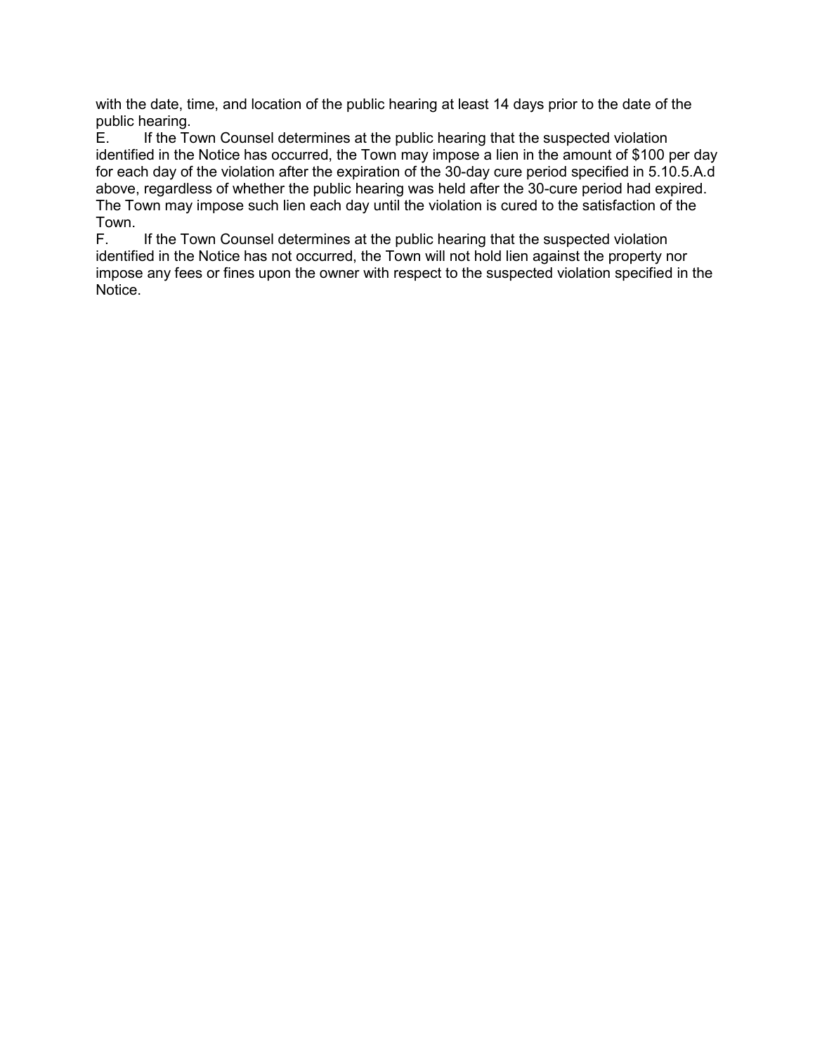with the date, time, and location of the public hearing at least 14 days prior to the date of the public hearing.

E. If the Town Counsel determines at the public hearing that the suspected violation identified in the Notice has occurred, the Town may impose a lien in the amount of $100 per day for each day of the violation after the expiration of the 30-day cure period specified in 5.10.5.A.d above, regardless of whether the public hearing was held after the 30-cure period had expired. The Town may impose such lien each day until the violation is cured to the satisfaction of the Town.

F. If the Town Counsel determines at the public hearing that the suspected violation identified in the Notice has not occurred, the Town will not hold lien against the property nor impose any fees or fines upon the owner with respect to the suspected violation specified in the Notice.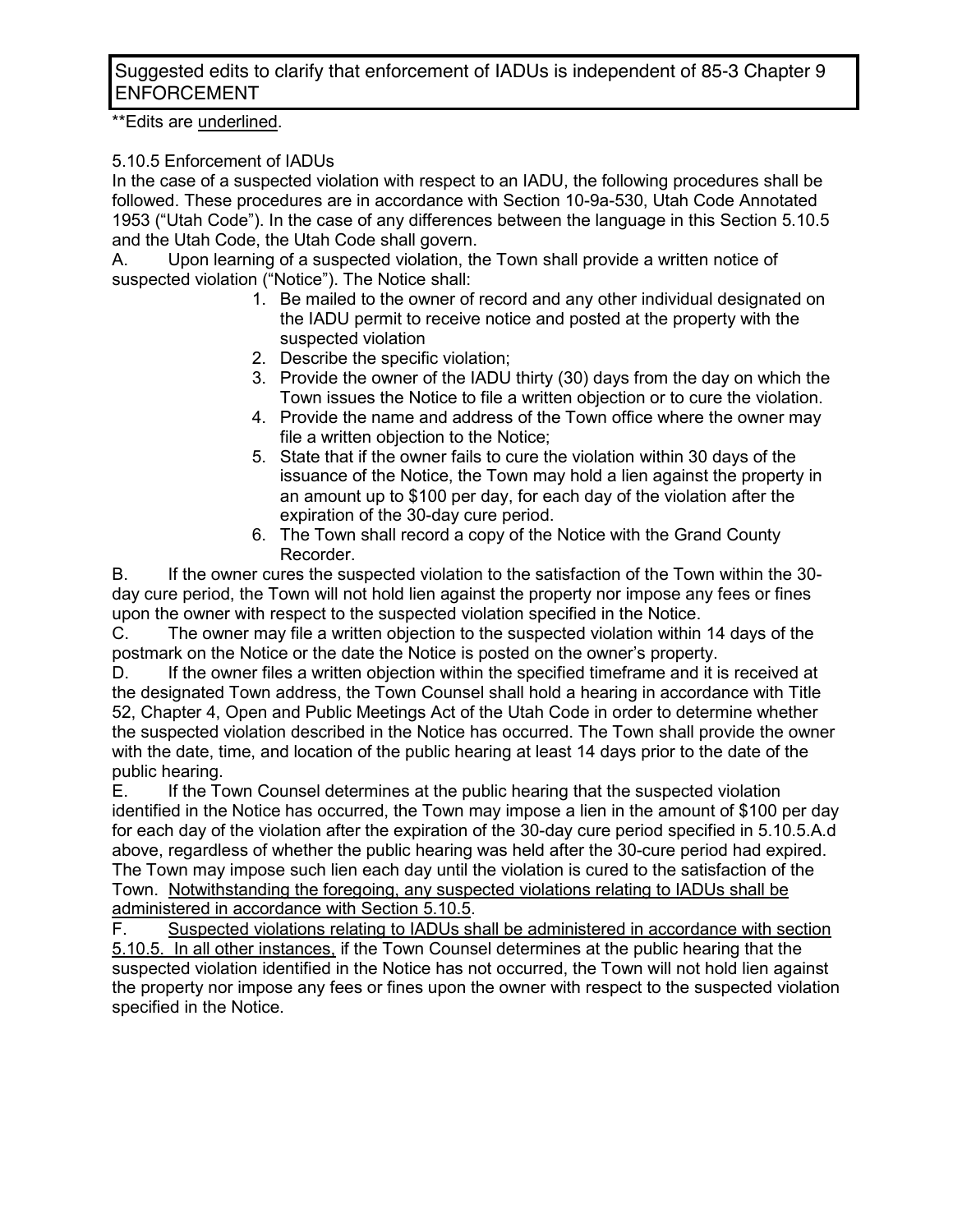Suggested edits to clarify that enforcement of IADUs is independent of 85-3 Chapter 9 ENFORCEMENT

**Edits are <u>underlined</u>.

5.10.5 Enforcement of IADUs

In the case of a suspected violation with respect to an IADU, the following procedures shall be followed. These procedures are in accordance with Section 10-9a-530, Utah Code Annotated 1953 ("Utah Code"). In the case of any differences between the language in this Section 5.10.5 and the Utah Code, the Utah Code shall govern.

A. Upon learning of a suspected violation, the Town shall provide a written notice of suspected violation ("Notice"). The Notice shall:

1. Be mailed to the owner of record and any other individual designated on the IADU permit to receive notice and posted at the property with the suspected violation
2. Describe the specific violation;
3. Provide the owner of the IADU thirty (30) days from the day on which the Town issues the Notice to file a written objection or to cure the violation.
4. Provide the name and address of the Town office where the owner may file a written objection to the Notice;
5. State that if the owner fails to cure the violation within 30 days of the issuance of the Notice, the Town may hold a lien against the property in an amount up to $100 per day, for each day of the violation after the expiration of the 30-day cure period.
6. The Town shall record a copy of the Notice with the Grand County Recorder.

B. If the owner cures the suspected violation to the satisfaction of the Town within the 30-day cure period, the Town will not hold lien against the property nor impose any fees or fines upon the owner with respect to the suspected violation specified in the Notice.

C. The owner may file a written objection to the suspected violation within 14 days of the postmark on the Notice or the date the Notice is posted on the owner's property.

D. If the owner files a written objection within the specified timeframe and it is received at the designated Town address, the Town Counsel shall hold a hearing in accordance with Title 52, Chapter 4, Open and Public Meetings Act of the Utah Code in order to determine whether the suspected violation described in the Notice has occurred. The Town shall provide the owner with the date, time, and location of the public hearing at least 14 days prior to the date of the public hearing.

E. If the Town Counsel determines at the public hearing that the suspected violation identified in the Notice has occurred, the Town may impose a lien in the amount of $100 per day for each day of the violation after the expiration of the 30-day cure period specified in 5.10.5.A.d above, regardless of whether the public hearing was held after the 30-cure period had expired. The Town may impose such lien each day until the violation is cured to the satisfaction of the Town. <u>Notwithstanding the foregoing, any suspected violations relating to IADUs shall be administered in accordance with Section 5.10.5</u>.

F. <u>Suspected violations relating to IADUs shall be administered in accordance with section 5.10.5. In all other instances,</u> if the Town Counsel determines at the public hearing that the suspected violation identified in the Notice has not occurred, the Town will not hold lien against the property nor impose any fees or fines upon the owner with respect to the suspected violation specified in the Notice.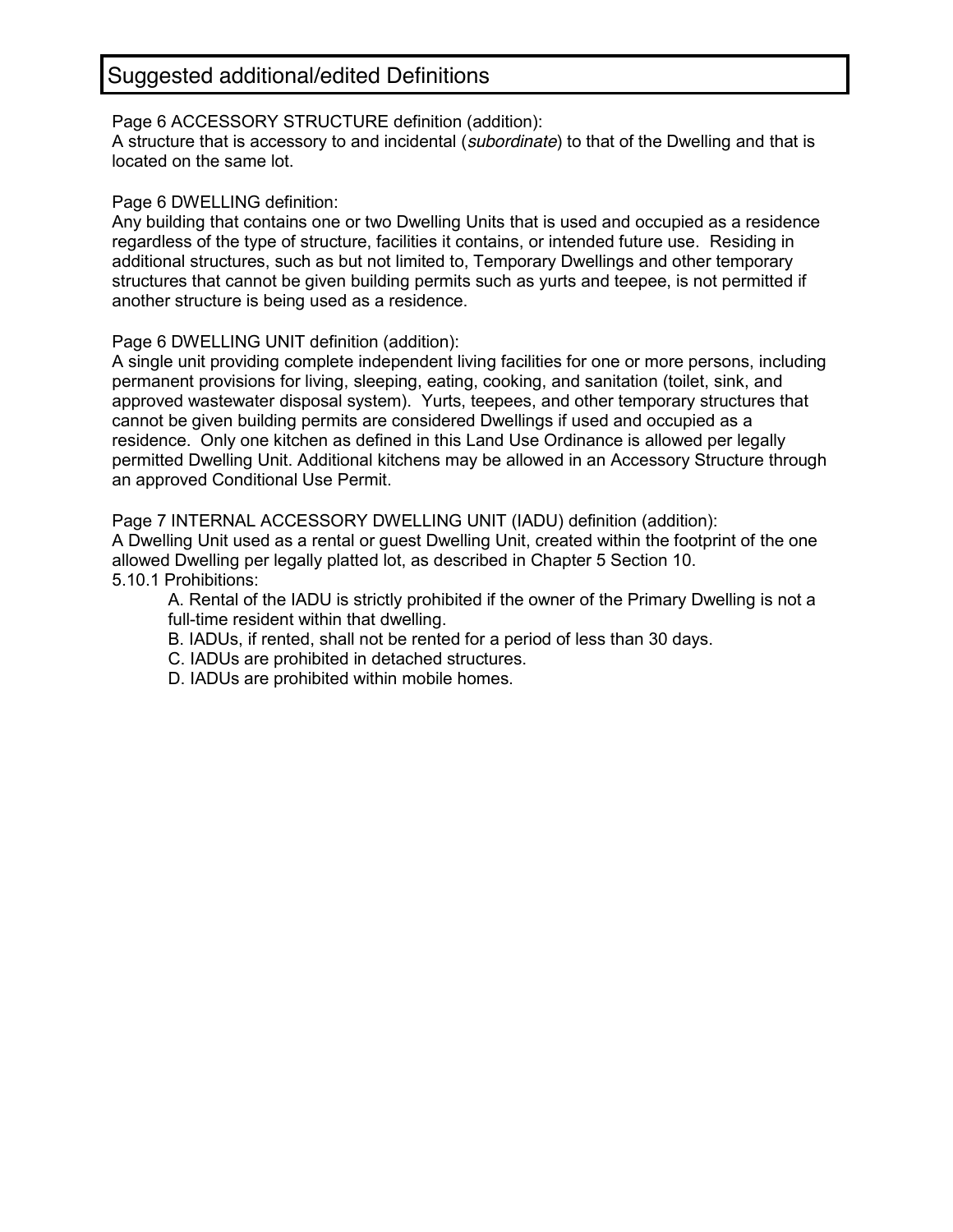# Suggested additional/edited Definitions

Page 6 ACCESSORY STRUCTURE definition (addition):
A structure that is accessory to and incidental (*subordinate*) to that of the Dwelling and that is located on the same lot.

Page 6 DWELLING definition:
Any building that contains one or two Dwelling Units that is used and occupied as a residence regardless of the type of structure, facilities it contains, or intended future use. Residing in additional structures, such as but not limited to, Temporary Dwellings and other temporary structures that cannot be given building permits such as yurts and teepee, is not permitted if another structure is being used as a residence.

Page 6 DWELLING UNIT definition (addition):
A single unit providing complete independent living facilities for one or more persons, including permanent provisions for living, sleeping, eating, cooking, and sanitation (toilet, sink, and approved wastewater disposal system). Yurts, teepees, and other temporary structures that cannot be given building permits are considered Dwellings if used and occupied as a residence. Only one kitchen as defined in this Land Use Ordinance is allowed per legally permitted Dwelling Unit. Additional kitchens may be allowed in an Accessory Structure through an approved Conditional Use Permit.

Page 7 INTERNAL ACCESSORY DWELLING UNIT (IADU) definition (addition):
A Dwelling Unit used as a rental or guest Dwelling Unit, created within the footprint of the one allowed Dwelling per legally platted lot, as described in Chapter 5 Section 10.
5.10.1 Prohibitions:

A. Rental of the IADU is strictly prohibited if the owner of the Primary Dwelling is not a full-time resident within that dwelling.
B. IADUs, if rented, shall not be rented for a period of less than 30 days.
C. IADUs are prohibited in detached structures.
D. IADUs are prohibited within mobile homes.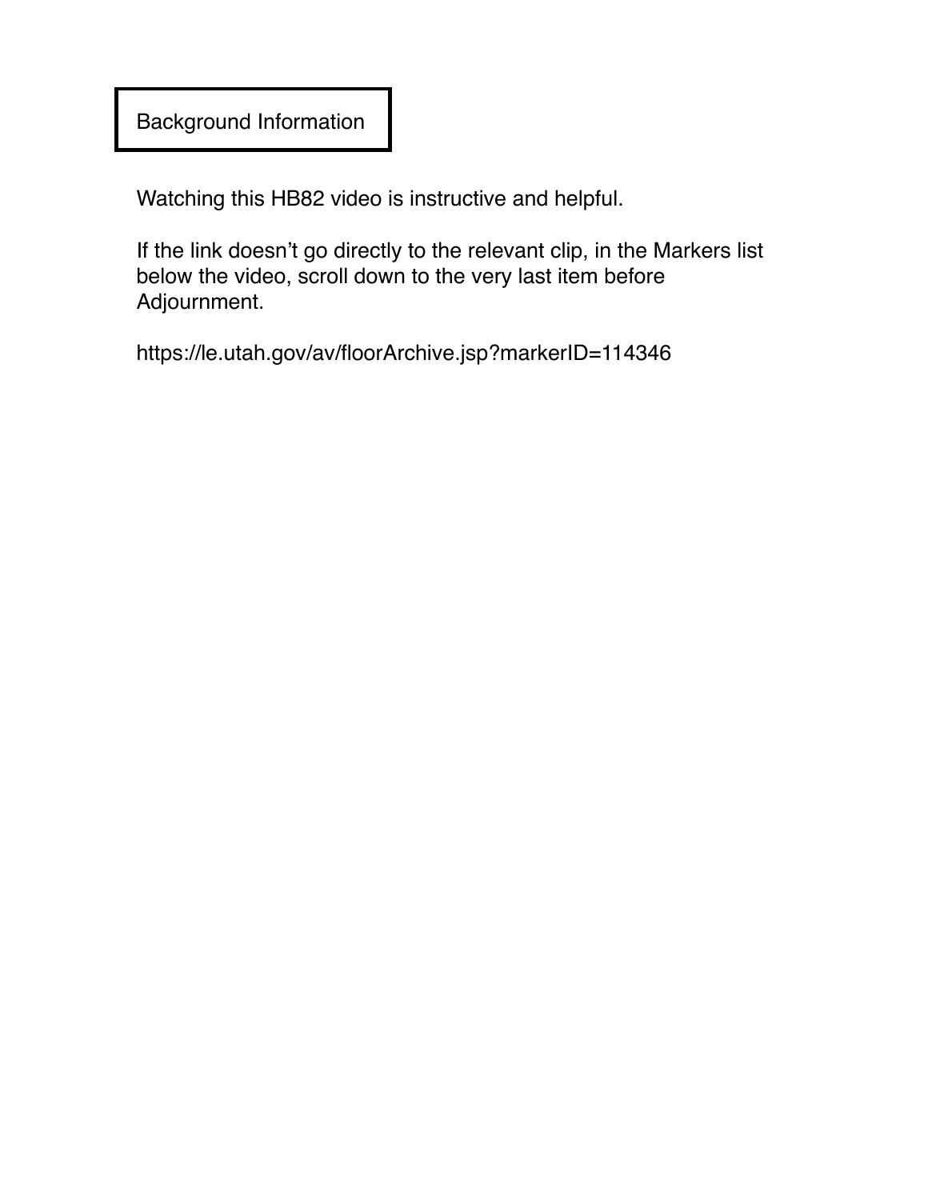## Background Information

Watching this HB82 video is instructive and helpful.

If the link doesn't go directly to the relevant clip, in the Markers list below the video, scroll down to the very last item before Adjournment.

https://le.utah.gov/av/floorArchive.jsp?markerID=114346